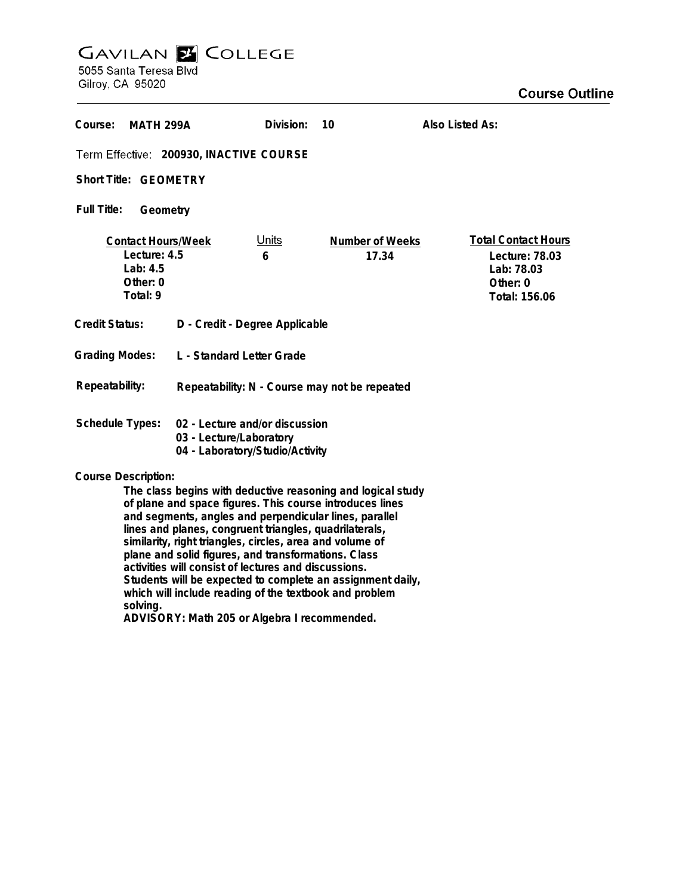# GAVILAN COLLEGE

5055 Santa Teresa Blvd
Gilroy, CA 95020

## Course Outline

**Course:** MATH 299A **Division:** 10 **Also Listed As:**

**Term Effective:** 200930, INACTIVE COURSE

**Short Title:** GEOMETRY

**Full Title:** Geometry

| Contact Hours/Week | Units | Number of Weeks | Total Contact Hours |
|---|---|---|---|
| Lecture: 4.5 | 6 | 17.34 | Lecture: 78.03 |
| Lab: 4.5 | | | Lab: 78.03 |
| Other: 0 | | | Other: 0 |
| Total: 9 | | | Total: 156.06 |

**Credit Status:** D - Credit - Degree Applicable

**Grading Modes:** L - Standard Letter Grade

**Repeatability:** Repeatability: N - Course may not be repeated

**Schedule Types:**
- 02 - Lecture and/or discussion
- 03 - Lecture/Laboratory
- 04 - Laboratory/Studio/Activity

**Course Description:**

The class begins with deductive reasoning and logical study of plane and space figures. This course introduces lines and segments, angles and perpendicular lines, parallel lines and planes, congruent triangles, quadrilaterals, similarity, right triangles, circles, area and volume of plane and solid figures, and transformations. Class activities will consist of lectures and discussions. Students will be expected to complete an assignment daily, which will include reading of the textbook and problem solving.

ADVISORY: Math 205 or Algebra I recommended.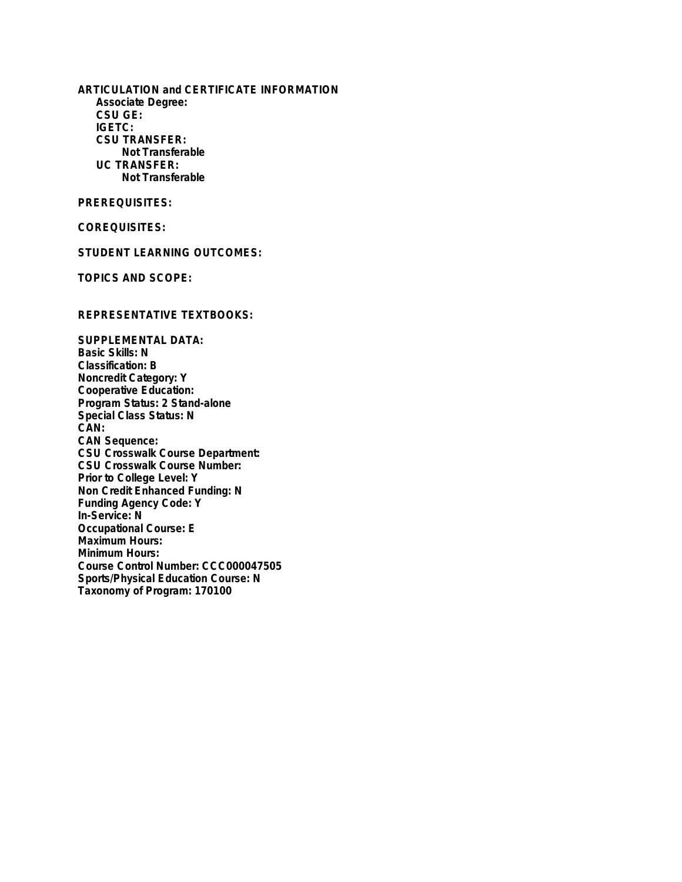**ARTICULATION and CERTIFICATE INFORMATION**

**Associate Degree:**

**CSU GE:**

**IGETC:**

**CSU TRANSFER:**

**Not Transferable**

**UC TRANSFER:**

**Not Transferable**

**PREREQUISITES:**

**COREQUISITES:**

**STUDENT LEARNING OUTCOMES:**

**TOPICS AND SCOPE:**

**REPRESENTATIVE TEXTBOOKS:**

**SUPPLEMENTAL DATA:**
**Basic Skills: N**
**Classification: B**
**Noncredit Category: Y**
**Cooperative Education:**
**Program Status: 2 Stand-alone**
**Special Class Status: N**
**CAN:**
**CAN Sequence:**
**CSU Crosswalk Course Department:**
**CSU Crosswalk Course Number:**
**Prior to College Level: Y**
**Non Credit Enhanced Funding: N**
**Funding Agency Code: Y**
**In-Service: N**
**Occupational Course: E**
**Maximum Hours:**
**Minimum Hours:**
**Course Control Number: CCC000047505**
**Sports/Physical Education Course: N**
**Taxonomy of Program: 170100**